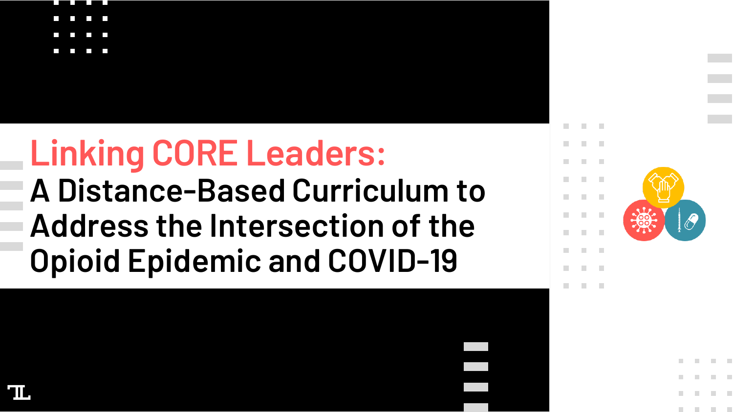# Linking CORE Leaders:

## A Distance-Based Curriculum to Address the Intersection of the Opioid Epidemic and COVID-19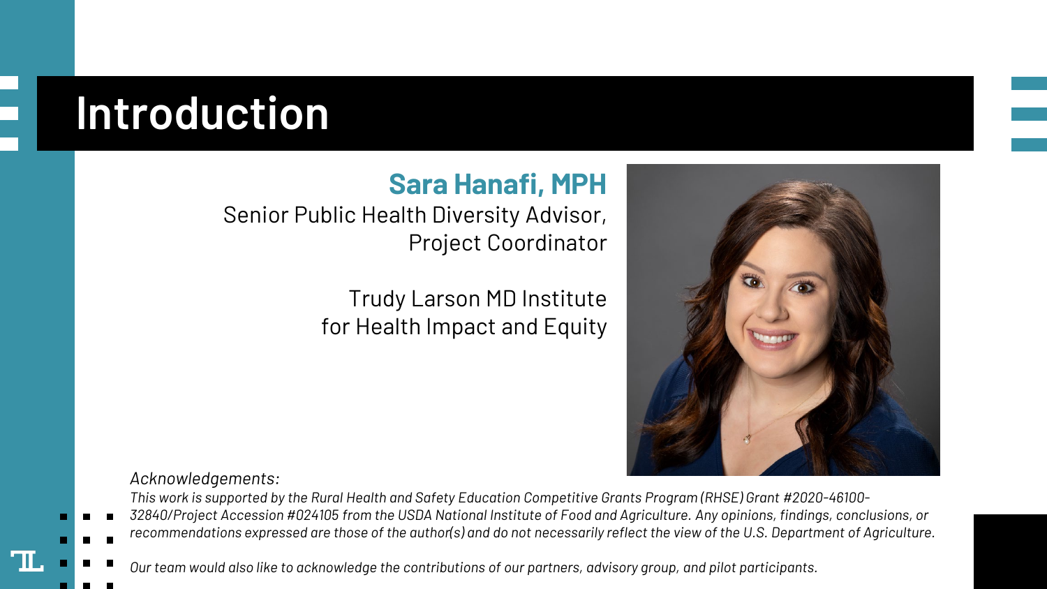# Introduction

**Sara Hanafi, MPH**

Senior Public Health Diversity Advisor, Project Coordinator

Trudy Larson MD Institute for Health Impact and Equity

*Acknowledgements:*

*This work is supported by the Rural Health and Safety Education Competitive Grants Program (RHSE) Grant #2020-46100-32840/Project Accession #024105 from the USDA National Institute of Food and Agriculture. Any opinions, findings, conclusions, or recommendations expressed are those of the author(s) and do not necessarily reflect the view of the U.S. Department of Agriculture.*

*Our team would also like to acknowledge the contributions of our partners, advisory group, and pilot participants.*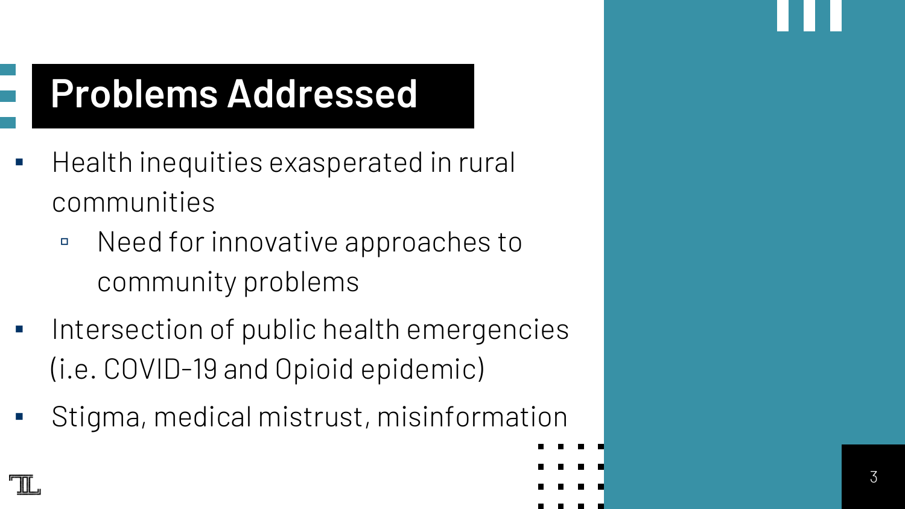# Problems Addressed

- Health inequities exasperated in rural communities
  - Need for innovative approaches to community problems
- Intersection of public health emergencies (i.e. COVID-19 and Opioid epidemic)
- Stigma, medical mistrust, misinformation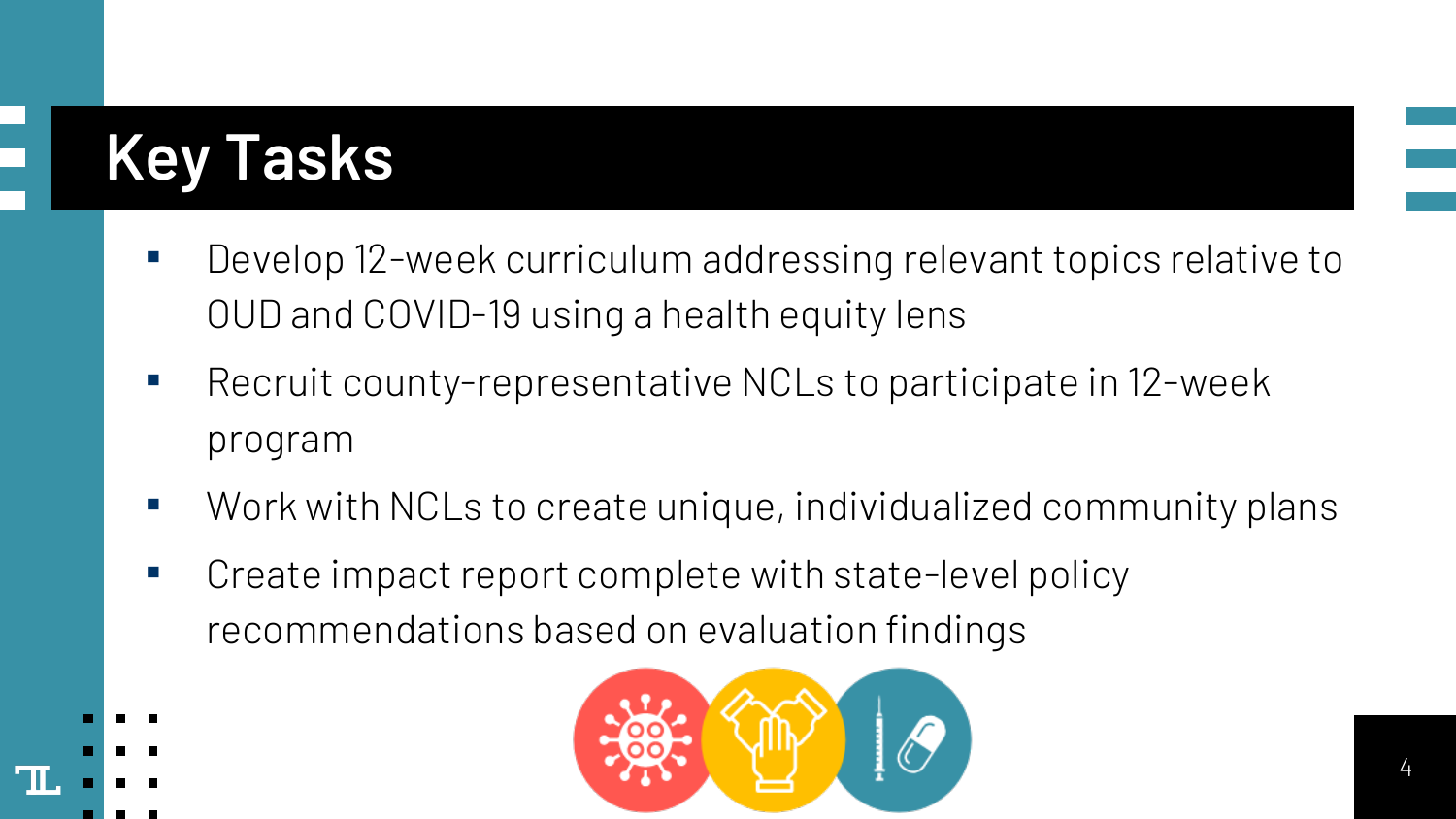# Key Tasks

- Develop 12-week curriculum addressing relevant topics relative to OUD and COVID-19 using a health equity lens
- Recruit county-representative NCLs to participate in 12-week program
- Work with NCLs to create unique, individualized community plans
- Create impact report complete with state-level policy recommendations based on evaluation findings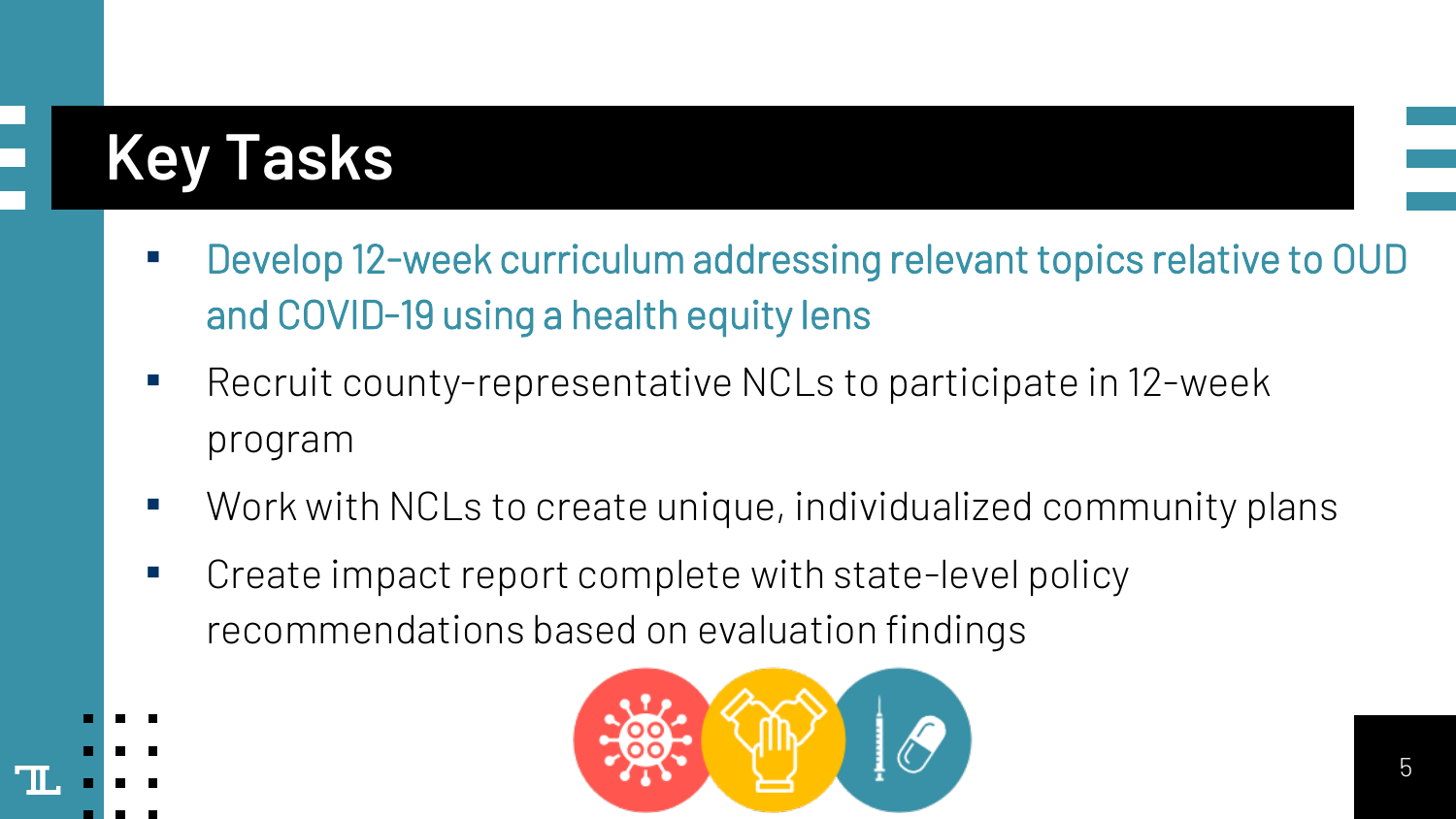# Key Tasks

- Develop 12-week curriculum addressing relevant topics relative to OUD and COVID-19 using a health equity lens
- Recruit county-representative NCLs to participate in 12-week program
- Work with NCLs to create unique, individualized community plans
- Create impact report complete with state-level policy recommendations based on evaluation findings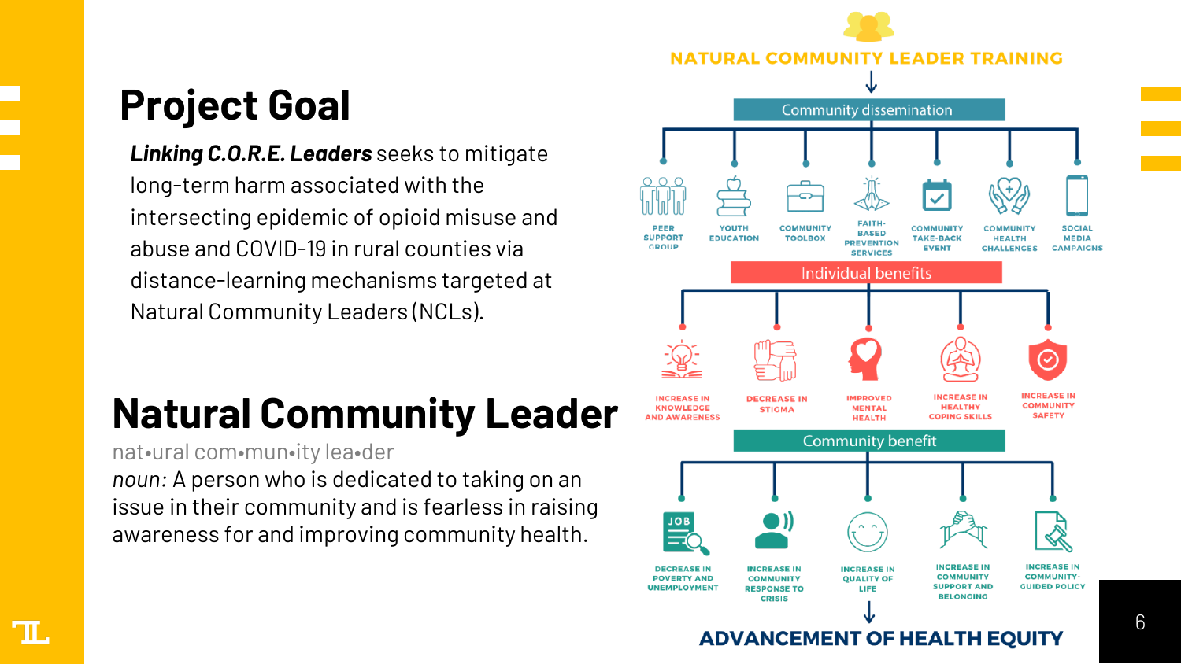# Project Goal

***Linking C.O.R.E. Leaders*** seeks to mitigate long-term harm associated with the intersecting epidemic of opioid misuse and abuse and COVID-19 in rural counties via distance-learning mechanisms targeted at Natural Community Leaders (NCLs).

# Natural Community Leader

nat•ural com•mun•ity lea•der

*noun:* A person who is dedicated to taking on an issue in their community and is fearless in raising awareness for and improving community health.

## NATURAL COMMUNITY LEADER TRAINING

↓

**Community dissemination**

- PEER SUPPORT GROUP
- YOUTH EDUCATION
- COMMUNITY TOOLBOX
- FAITH-BASED PREVENTION SERVICES
- COMMUNITY TAKE-BACK EVENT
- COMMUNITY HEALTH CHALLENGES
- SOCIAL MEDIA CAMPAIGNS

**Individual benefits**

- INCREASE IN KNOWLEDGE AND AWARENESS
- DECREASE IN STIGMA
- IMPROVED MENTAL HEALTH
- INCREASE IN HEALTHY COPING SKILLS
- INCREASE IN COMMUNITY SAFETY

**Community benefit**

- DECREASE IN POVERTY AND UNEMPLOYMENT
- INCREASE IN COMMUNITY RESPONSE TO CRISIS
- INCREASE IN QUALITY OF LIFE
- INCREASE IN COMMUNITY SUPPORT AND BELONGING
- INCREASE IN COMMUNITY-GUIDED POLICY

↓

## ADVANCEMENT OF HEALTH EQUITY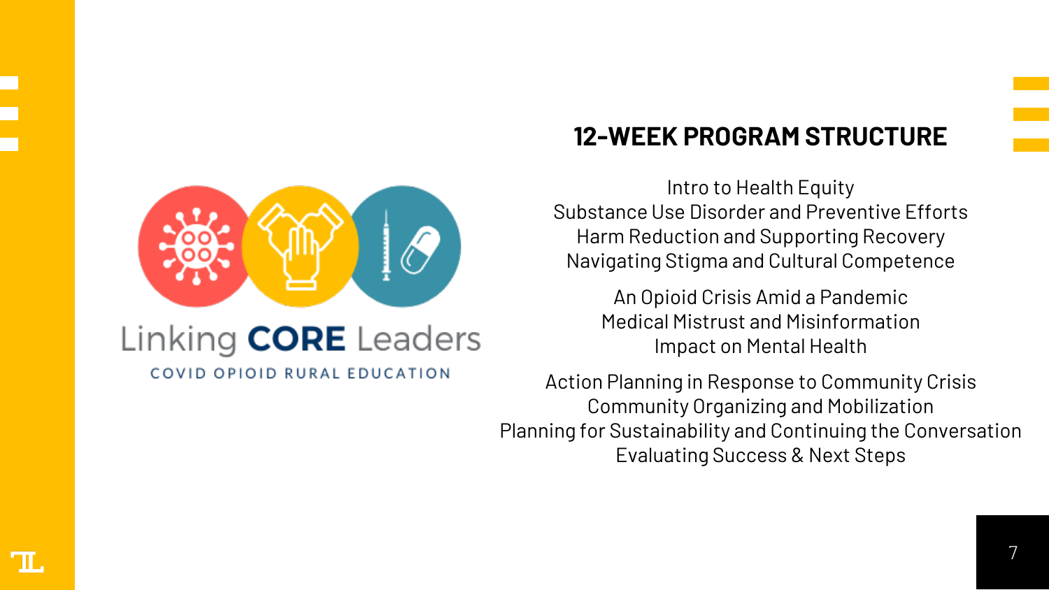Linking **CORE** Leaders

COVID OPIOID RURAL EDUCATION

## 12-WEEK PROGRAM STRUCTURE

Intro to Health Equity
Substance Use Disorder and Preventive Efforts
Harm Reduction and Supporting Recovery
Navigating Stigma and Cultural Competence

An Opioid Crisis Amid a Pandemic
Medical Mistrust and Misinformation
Impact on Mental Health

Action Planning in Response to Community Crisis
Community Organizing and Mobilization
Planning for Sustainability and Continuing the Conversation
Evaluating Success & Next Steps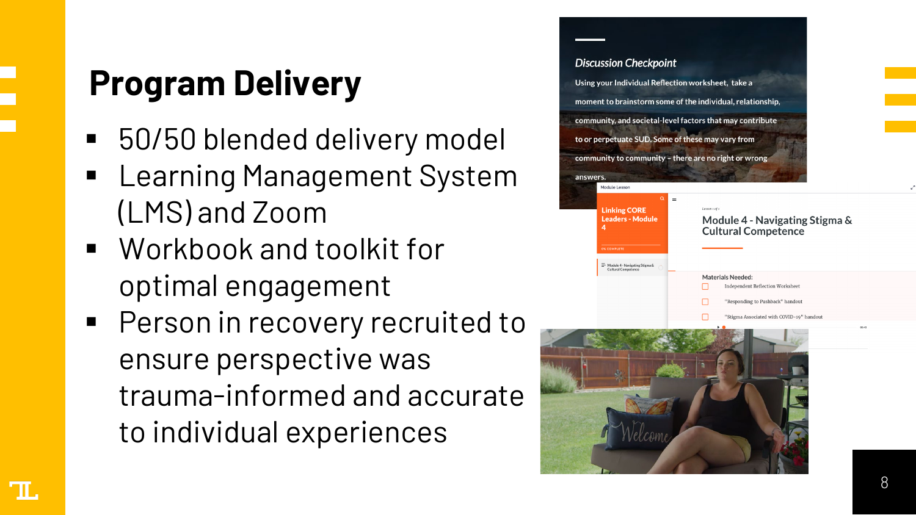# Program Delivery

- 50/50 blended delivery model
- Learning Management System (LMS) and Zoom
- Workbook and toolkit for optimal engagement
- Person in recovery recruited to ensure perspective was trauma-informed and accurate to individual experiences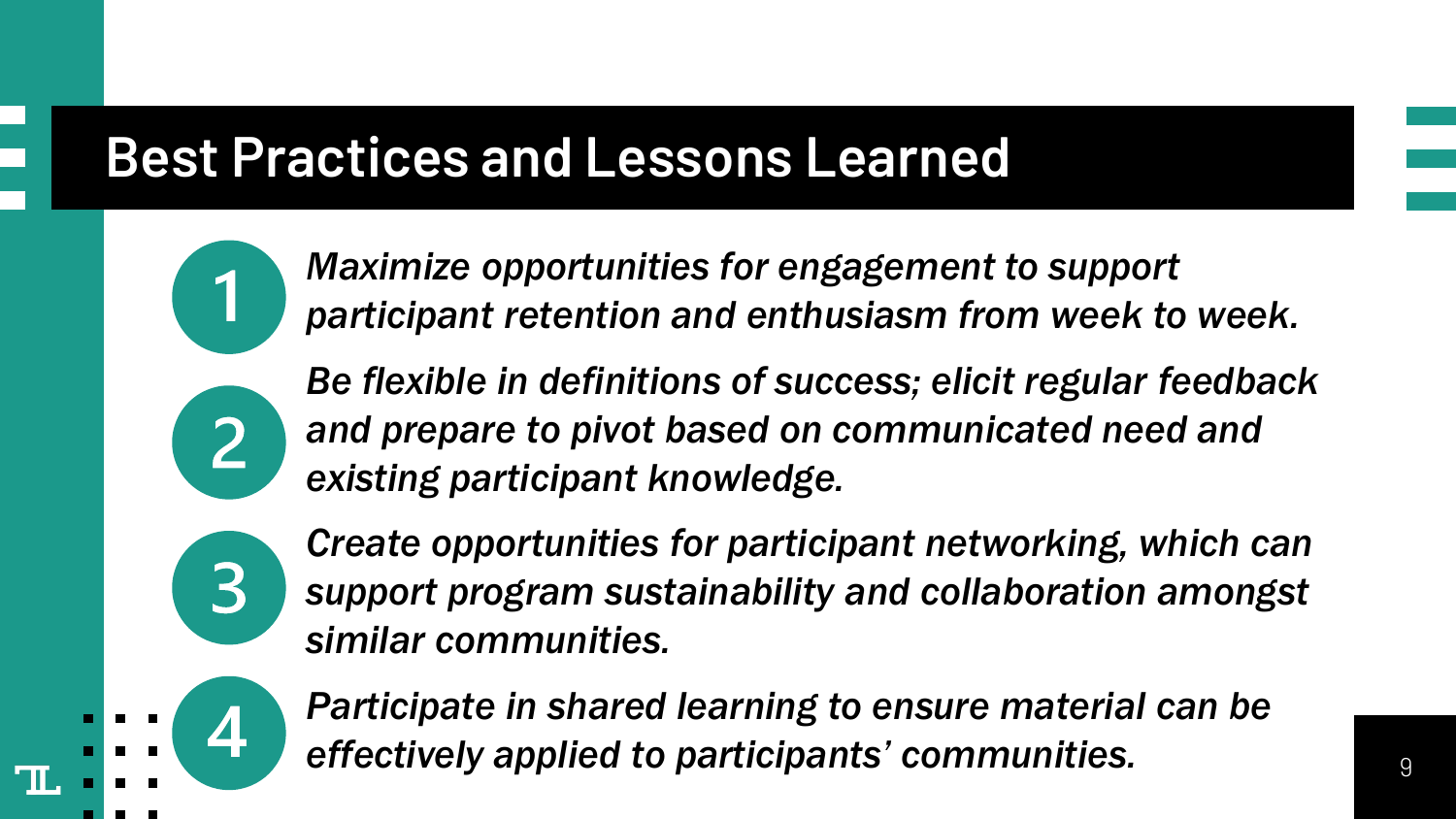# Best Practices and Lessons Learned

1. *Maximize opportunities for engagement to support participant retention and enthusiasm from week to week.*
2. *Be flexible in definitions of success; elicit regular feedback and prepare to pivot based on communicated need and existing participant knowledge.*
3. *Create opportunities for participant networking, which can support program sustainability and collaboration amongst similar communities.*
4. *Participate in shared learning to ensure material can be effectively applied to participants' communities.*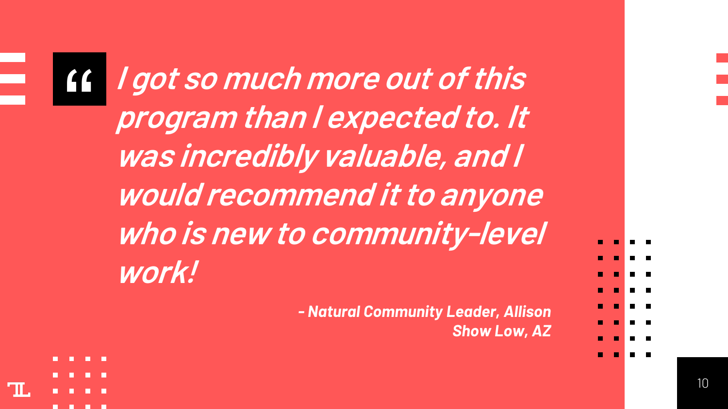> ***I got so much more out of this program than I expected to. It was incredibly valuable, and I would recommend it to anyone who is new to community-level work!***

***- Natural Community Leader, Allison***
***Show Low, AZ***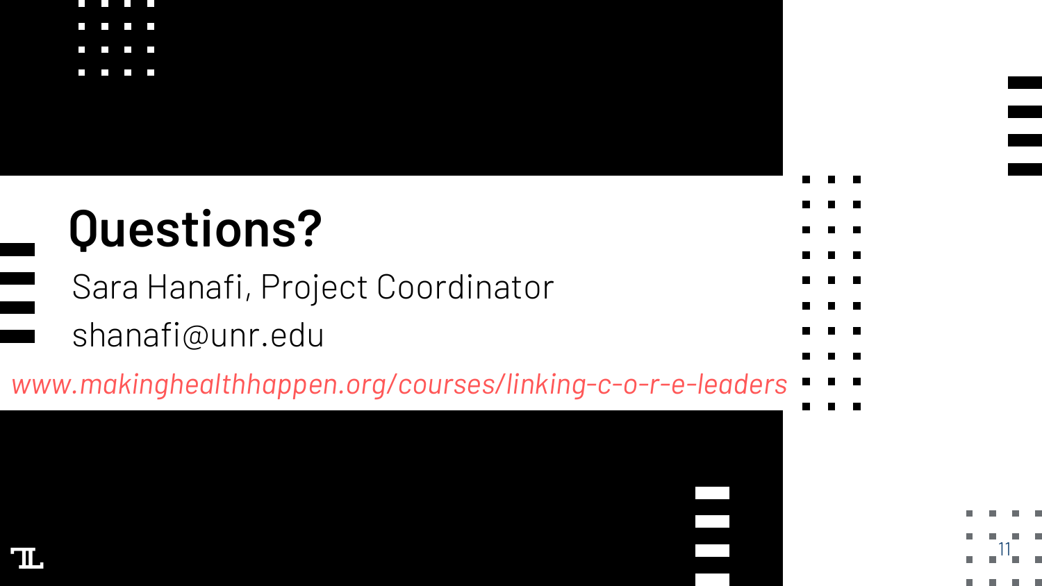# Questions?

Sara Hanafi, Project Coordinator

shanafi@unr.edu

*www.makinghealthhappen.org/courses/linking-c-o-r-e-leaders*